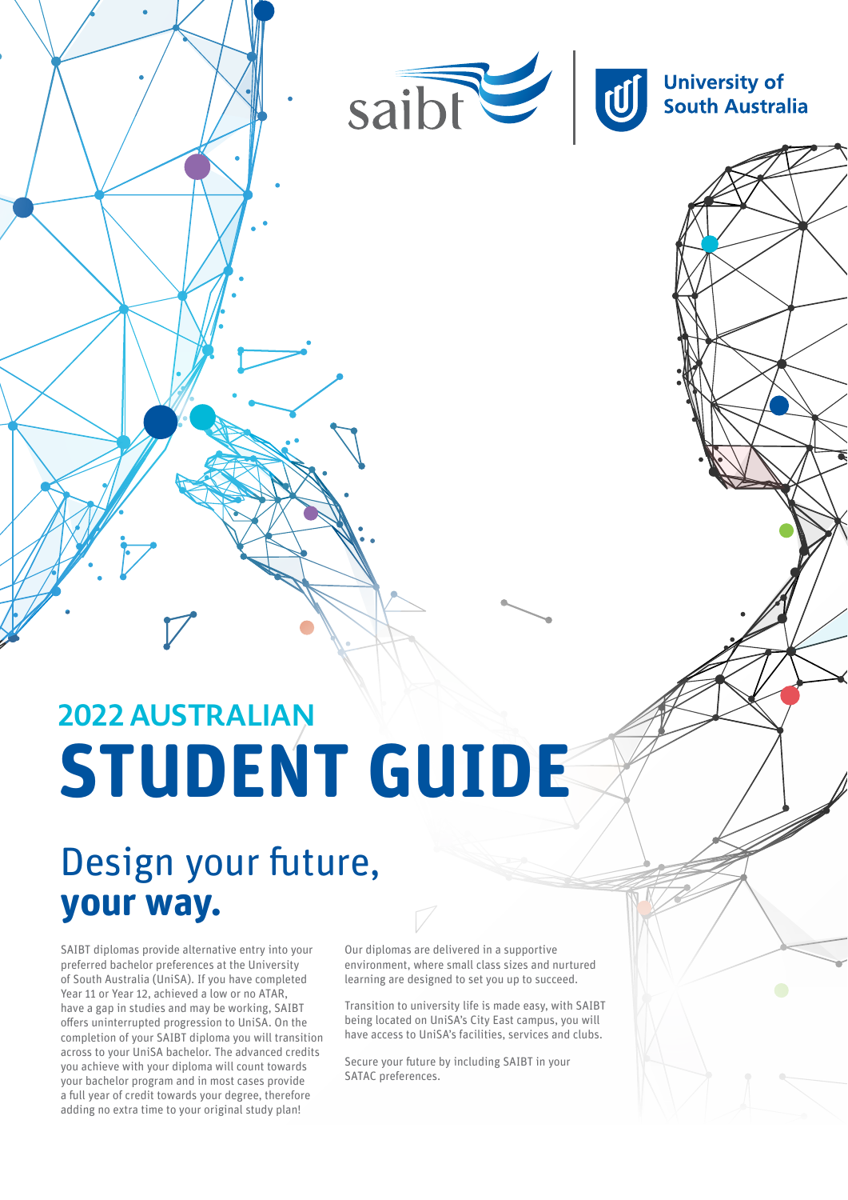saibt | University of South Australia

# 2022 AUSTRALIAN STUDENT GUIDE

## Design your future, **your way.**

SAIBT diplomas provide alternative entry into your preferred bachelor preferences at the University of South Australia (UniSA). If you have completed Year 11 or Year 12, achieved a low or no ATAR, have a gap in studies and may be working, SAIBT offers uninterrupted progression to UniSA. On the completion of your SAIBT diploma you will transition across to your UniSA bachelor. The advanced credits you achieve with your diploma will count towards your bachelor program and in most cases provide a full year of credit towards your degree, therefore adding no extra time to your original study plan!

Our diplomas are delivered in a supportive environment, where small class sizes and nurtured learning are designed to set you up to succeed.

Transition to university life is made easy, with SAIBT being located on UniSA's City East campus, you will have access to UniSA's facilities, services and clubs.

Secure your future by including SAIBT in your SATAC preferences.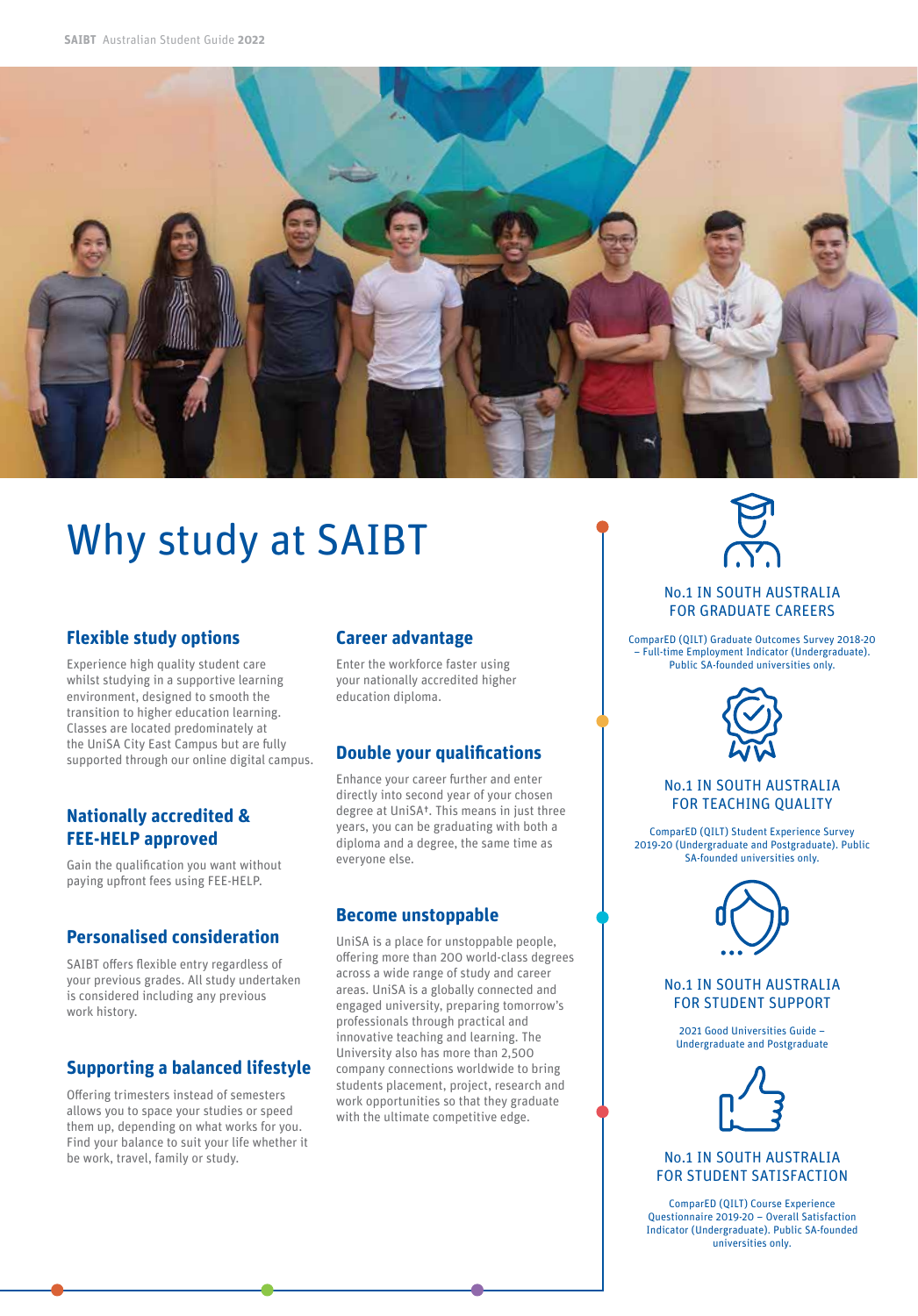// Why study at SAIBT

# Why study at SAIBT

## Flexible study options

Experience high quality student care whilst studying in a supportive learning environment, designed to smooth the transition to higher education learning. Classes are located predominately at the UniSA City East Campus but are fully supported through our online digital campus.

## Nationally accredited & FEE-HELP approved

Gain the qualification you want without paying upfront fees using FEE-HELP.

## Personalised consideration

SAIBT offers flexible entry regardless of your previous grades. All study undertaken is considered including any previous work history.

## Supporting a balanced lifestyle

Offering trimesters instead of semesters allows you to space your studies or speed them up, depending on what works for you. Find your balance to suit your life whether it be work, travel, family or study.

## Career advantage

Enter the workforce faster using your nationally accredited higher education diploma.

## Double your qualifications

Enhance your career further and enter directly into second year of your chosen degree at UniSA†. This means in just three years, you can be graduating with both a diploma and a degree, the same time as everyone else.

## Become unstoppable

UniSA is a place for unstoppable people, offering more than 200 world-class degrees across a wide range of study and career areas. UniSA is a globally connected and engaged university, preparing tomorrow's professionals through practical and innovative teaching and learning. The University also has more than 2,500 company connections worldwide to bring students placement, project, research and work opportunities so that they graduate with the ultimate competitive edge.

### No.1 IN SOUTH AUSTRALIA FOR GRADUATE CAREERS

ComparED (QILT) Graduate Outcomes Survey 2018-20 – Full-time Employment Indicator (Undergraduate). Public SA-founded universities only.

### No.1 IN SOUTH AUSTRALIA FOR TEACHING QUALITY

ComparED (QILT) Student Experience Survey 2019-20 (Undergraduate and Postgraduate). Public SA-founded universities only.

### No.1 IN SOUTH AUSTRALIA FOR STUDENT SUPPORT

2021 Good Universities Guide – Undergraduate and Postgraduate

### No.1 IN SOUTH AUSTRALIA FOR STUDENT SATISFACTION

ComparED (QILT) Course Experience Questionnaire 2019-20 – Overall Satisfaction Indicator (Undergraduate). Public SA-founded universities only.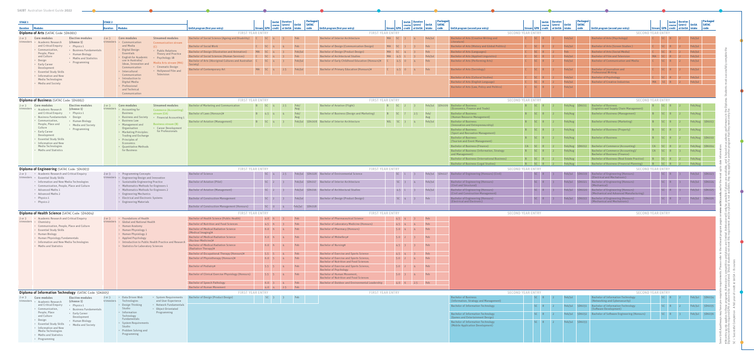## STAGE 1 / STAGE 2

### Diploma of Arts (SATAC code: 5D6001)

**Stage 1** — Duration: 2 or 3 trimesters

Core modules:
- Academic Research and Critical Enquiry
- Communication, People, Place and Culture
- Design
- Early Career Development
- Essential Study Skills
- Information and New Media Technologies
- Media and Society

Elective modules (choose 1):
- Physics 1
- Business Fundamentals
- Human Biology
- Maths and Statistics
- Programming

**Stage 2** — Duration: 2 or 3 trimesters

Core modules:
- Communication and Media
- Digital Design Essentials
- English for Academic use in Australia/ Ideas, Innovation and Communication
- Intercultural Communication
- Introduction to Digital Media
- Professional and Technical Communication

Streamed modules:

Communication stream (C)
- Public Relations Theory and Practice
- Psychology 1B

Media Arts stream (MA)
- Cinematic Design
- Hollywood Film and Television

| FIRST YEAR ENTRY – UniSA program (first year entry) | Stream | GPA | UniSA course credit | Duration (years) at UniSA | UniSA intake | Packaged SATAC code | FIRST YEAR ENTRY – UniSA program (first year entry) | Stream | GPA | UniSA course credit | Duration (years) at UniSA | UniSA intake | Packaged SATAC code |
|---|---|---|---|---|---|---|---|---|---|---|---|---|---|
| Bachelor of Social Science (Ageing and Disability) | C | SC | 6 | 3 | Feb | | Bachelor of Interior Architecture | MA | SC | 3 | 4 | Feb/Jul | |
| Bachelor of Social Work | C | SC | 6 | 4 | Feb | | Bachelor of Design (Communication Design) | MA | SC | 3 | 3 | Feb | |
| Bachelor of Design (Illustration and Animation) | MA | SC | 6 | 3 | Feb/Jul | | Bachelor of Design (Product Design) | MA | SC | 4 | 3 | Feb | |
| Bachelor of Social Sciences (Human Services) | C | SC | 6 | 3 | Feb | | Bachelor of Architectural Studies | MA | 4.5 | 3 | 3 | Feb/Jul | |
| Bachelor of Arts (Aboriginal Cultures and Australian Society) | C | SC | 6 | 3 | Feb/Jul | | Bachelor of Early Childhood Education (Honours)# | C | 4.5 | 0 | 4 | Feb | |
| Bachelor of Contemporary Art | MA | SC | 6 | 2.5 | Feb/Jul | | Bachelor of Primary Education (Honours)# | C | 4.5 | 0 | 4 | Feb | |

| SECOND YEAR ENTRY – UniSA program (second year entry) | Stream | GPA | UniSA course credit | Duration (years) at UniSA | UniSA intake | Packaged SATAC code | SECOND YEAR ENTRY – UniSA program (second year entry) | Stream | GPA | UniSA course credit | Duration (years) at UniSA | UniSA intake | Packaged SATAC code |
|---|---|---|---|---|---|---|---|---|---|---|---|---|---|
| Bachelor of Arts (Creative Writing and Literature) | C | SC | 8 | 2 | Feb/Jul | | Bachelor of Arts (Psychology) | C | SC | 8 | 2 | Feb/Jul | |
| Bachelor of Arts (History and Global Politics) | C | SC | 8 | 2 | Feb/Jul | | Bachelor of Arts (Screen Studies) | C | SC | 8 | 2 | Feb/Jul | |
| Bachelor of Arts (Languages) | C | SC | 8 | 2 | Feb | | Bachelor of Arts (Social Media) | C | SC | 8 | 2 | Feb/Jul | |
| Bachelor of Arts (Applied Linguistics) | C | SC | 8 | 2 | Feb/Jul | | Bachelor of Film and Television | MA | SC | 8 | 2 | Feb/Jul | |
| Bachelor of Arts (Performing Arts) | C | SC | 8 | 2 | Feb/Jul | | Bachelor of Communication and Media | C | SC | 8 | 2 | Feb/Jul | |
| Bachelor of Arts (Sociology) | C | SC | 8 | 2 | Feb/Jul | | Bachelor of Journalism and Professional Writing | C | SC | 8 | 2 | Feb/Jul | |
| Bachelor of Arts (Cultural Studies) | C | SC | 8 | 2 | Feb/Jul | | Bachelor of Psychology | C | SC | 8 | 2 | Feb/Jul | |
| Bachelor of Arts (English Language) | C | SC | 8 | 2 | Feb/Jul | | Bachelor of Creative Industries | MA | SC | 8 | 2 | Feb/Jul | |
| Bachelor of Arts (Law, Policy and Politics) | C | SC | 8 | 2 | Feb/Jul | | | | | | | | |

### Diploma of Business (SATAC code: 5D6002)

**Stage 1** — Duration: 2 or 3 trimesters

Core modules:
- Academic Research and Critical Enquiry
- Business Fundamentals
- Communication, People, Place and Culture
- Early Career Development
- Essential Study Skills
- Information and New Media Technologies
- Maths and Statistics

Elective modules (choose 1):
- Physics 1
- Design
- Human Biology
- Media and Society
- Programming

**Stage 2** — Duration: 2 or 3 trimesters

Core modules:
- Accounting for Business
- Business and Society
- Business Law
- Management and Organisation
- Marketing Principles: Trading and Exchange
- Principles of Economics
- Quantitative Methods for Business

Streamed modules:

Commerce (Accounting) stream (CA)
- Financial Accounting 1

Business stream (B)
- Career Development for Professionals

| FIRST YEAR ENTRY – UniSA program (first year entry) | Stream | GPA | UniSA course credit | Duration (years) at UniSA | UniSA intake | Packaged SATAC code | FIRST YEAR ENTRY – UniSA program (first year entry) | Stream | GPA | UniSA course credit | Duration (years) at UniSA | UniSA intake | Packaged SATAC code |
|---|---|---|---|---|---|---|---|---|---|---|---|---|---|
| Bachelor of Marketing and Communication | B | SC | 4 | 2.5 | Feb/Aug | | Bachelor of Aviation (Flight) | B | SC | 2 | 3 | Feb/Jul | 5D6009 |
| Bachelor of Laws (Honours)# | B | 4.5 | 4 | 4 | Feb/Aug | | Bachelor of Business (Design and Marketing) | B | SC | 7 | 2.5 | Feb/Aug | |
| Bachelor of Aviation (Management) | B | SC | 4 | 3 | Feb/Jul | 5D6008 | Bachelor of Interior Architecture | NIL | SC | 3 | 4 | Feb/Jul | |

| SECOND YEAR ENTRY – UniSA program (second year entry) | Stream | GPA | UniSA course credit | Duration (years) at UniSA | UniSA intake | Packaged SATAC code | SECOND YEAR ENTRY – UniSA program (second year entry) | Stream | GPA | UniSA course credit | Duration (years) at UniSA | UniSA intake | Packaged SATAC code |
|---|---|---|---|---|---|---|---|---|---|---|---|---|---|
| Bachelor of Business (Economics, Finance and Trade) | B | SC | 8 | 2 | Feb/Aug | 5D6011 | Bachelor of Business (Logistics and Supply Chain Management) | B | SC | 8 | 2 | Feb/Aug | |
| Bachelor of Business (Human Resource Management) | B | SC | 8 | 2 | Feb/Aug | | Bachelor of Business (Management) | B | SC | 8 | 2 | Feb/Aug | |
| Bachelor of Business (Innovation and Entrepreneurship) | B | SC | 8 | 2 | Feb/Aug | | Bachelor of Business (Marketing) | B | SC | 8 | 2 | Feb/Aug | 5D6013 |
| Bachelor of Business (Sport and Recreation Management) | B | SC | 8 | 2 | Feb/Aug | | Bachelor of Business (Property) | B | SC | 8 | 2 | Feb/Aug | |
| Bachelor of Business (Tourism and Event Management) | B | SC | 8 | 2 | Feb/Aug | | Bachelor of Business | B | SC | 8 | 2 | Feb/Aug | 5D6010 |
| Bachelor of Business (Finance) | CA | SC | 8 | 2 | Feb/Aug | 5D6012 | Bachelor of Commerce (Accounting) | CA | SC | 8 | 2 | Feb/Aug | 5D6014 |
| Bachelor of Business (Information, Strategy and Management) | B | SC | 8 | 2 | Feb/Aug | | Bachelor of Commerce (Accounting)/ Bachelor of Business (Finance) | CA | SC | 8 | 3 | Feb/Aug | |
| Bachelor of Business (International Business) | B | SC | 8 | 2 | Feb/Aug | | Bachelor of Business (Real Estate Practice) | B | SC | 8 | 2 | Feb/Aug | |
| Bachelor of Business (Legal Studies) | B | SC | 8 | 2 | Feb/Aug | | Bachelor of Business (Financial Planning) | B | SC | 8 | 2 | Feb/Aug | |

### Diploma of Engineering (SATAC code: 5D6003)

**Stage 1** — Duration: 2 or 3 trimesters
- Essential Study Skills
- Information and New Media Technologies
- Communication, People, Place and Culture
- Advanced Maths 1
- Advanced Maths 2
- Physics 1
- Physics 2

**Stage 2** — Duration: 2 or 3 trimesters
- Programming Concepts
- Engineering Design and Innovation
- Sustainable Engineering Practice
- Mathematics Methods for Engineers 1
- Mathematics Methods for Engineers 2
- Engineering Mechanics
- Electrical and Electronic Systems
- Engineering Materials

| FIRST YEAR ENTRY – UniSA program (first year entry) | Stream | GPA | UniSA course credit | Duration (years) at UniSA | UniSA intake | Packaged SATAC code | FIRST YEAR ENTRY – UniSA program (first year entry) | Stream | GPA | UniSA course credit | Duration (years) at UniSA | UniSA intake | Packaged SATAC code |
|---|---|---|---|---|---|---|---|---|---|---|---|---|---|
| Bachelor of Science | | SC | 4 | 2.5 | Feb/Jul | 5D6028 | Bachelor of Environmental Science | | SC | 3 | 3 | Feb/Jul | 5D6027 |
| Bachelor of Aviation (Pilot) | | SC | 2 | 3 | Feb/Jul | 5D6037 | Bachelor of Interior Architecture | | SC | 3 | 4 | Feb/Jul | |
| Bachelor of Aviation (Management) | | SC | 2 | 3 | Feb/Jul | 5D6026 | Bachelor of Architectural Studies | | 4.5 | 3 | 3 | Feb/Jul | |
| Bachelor of Construction Management | | SC | 2 | 3 | Feb/Jul | | Bachelor of Design (Product Design) | | SC | 4 | 3 | Feb | |
| Bachelor of Construction Management (Honours) | | SC | 0 | 4 | Feb/Jul | 5D6018 | | | | | | | |

| SECOND YEAR ENTRY – UniSA program (second year entry) | Stream | GPA | UniSA course credit | Duration (years) at UniSA | UniSA intake | Packaged SATAC code | SECOND YEAR ENTRY – UniSA program (second year entry) | Stream | GPA | UniSA course credit | Duration (years) at UniSA | UniSA intake | Packaged SATAC code |
|---|---|---|---|---|---|---|---|---|---|---|---|---|---|
| Bachelor of Engineering (Honours) (Civil) | | SC | 8 | 3 | Feb/Jul | 5D6019 | Bachelor of Engineering (Honours) (Electrical and Mechatronic) | | SC | 8 | 3 | Feb/Jul | 5D6023 |
| Bachelor of Engineering (Honours) (Civil and Structural) | | SC | 8 | 3 | Feb/Jul | 5D6021 | Bachelor of Engineering (Honours) (Mechanical) | | SC | 8 | 3 | Feb/Jul | 5D6024 |
| Bachelor of Engineering (Honours) (Civil and Construction Management) | | SC | 8 | 3 | Feb/Jul | 5D6020 | Bachelor of Engineering (Honours) (Mechanical and Advanced Manufacturing) | | SC | 8 | 3 | Feb/Jul | 5D6025 |
| Bachelor of Engineering (Honours) (Electrical and Electronic) | | SC | 8 | 3 | Feb/Jul | 5D6022 | Bachelor of Engineering (Honours) (Mechanical and Mechatronic) | | SC | 8 | 3 | Feb/Jul | 5D6026 |

### Diploma of Health Science (SATAC code: 5D6004)

**Stage 1** — Duration: 2 or 3 trimesters
- Academic Research and Critical Enquiry
- Chemistry
- Communication, People, Place and Culture
- Essential Study Skills
- Human Biology
- Human Physiology Fundamentals
- Information and New Media Technologies
- Maths and Statistics

**Stage 2** — Duration: 2 or 3 trimesters
- Foundations of Health
- Global and National Health
- Human Anatomy
- Human Physiology 1
- Human Physiology 2
- Applied Psychology
- Introduction to Public Health Practice and Research
- Statistics for Laboratory Sciences

| FIRST YEAR ENTRY – UniSA program (first year entry) | Stream | GPA | UniSA course credit | Duration (years) at UniSA | UniSA intake | Packaged SATAC code | FIRST YEAR ENTRY – UniSA program (first year entry) | Stream | GPA | UniSA course credit | Duration (years) at UniSA | UniSA intake | Packaged SATAC code |
|---|---|---|---|---|---|---|---|---|---|---|---|---|---|
| Bachelor of Health Science (Public Health) | | 4.0 | 6 | 3 | Feb | | Bachelor of Pharmaceutical Science | | 4.5 | 4 | 3 | Feb | |
| Bachelor of Nutrition and Food Sciences | | 4.5 | 6 | 3 | Feb | | Bachelor of Laboratory Medicine (Honours) | | 4.5 | 4 | 4 | Feb | |
| Bachelor of Medical Radiation Science (Medical Imaging)# | | 6.0 | 6 | 4 | Feb | | Bachelor of Pharmacy (Honours) | | 5.0 | 4 | 4 | Feb | |
| Bachelor of Medical Radiation Science (Nuclear Medicine)# | | 6.0 | 6 | 4 | Feb | | Bachelor of Midwifery# | | 5.0 | 2 | 3 | Feb | |
| Bachelor of Medical Radiation Science (Radiation Therapy)# | | 6.0 | 6 | 4 | Feb | | Bachelor of Nursing# | | 4.5 | 3 | 3 | Feb | |
| Bachelor of Occupational Therapy (Honours)# | | 5.5 | 5 | 4 | Feb | | Bachelor of Exercise and Sports Science | | 4.5 | 4 | 3 | Feb | |
| Bachelor of Physiotherapy (Honours)# | | 6.0 | 5 | 4 | Feb | | Bachelor of Exercise and Sports Science, Bachelor of Nutrition and Food Sciences | | 5.0 | 2 | 4 | Feb | |
| Bachelor of Podiatry# | | 5.5 | 5 | 4 | Feb | | Bachelor of Exercise and Sports Science, Bachelor of Psychology | | 5.0 | 2 | 4 | Feb | |
| Bachelor of Clinical Exercise Physiology (Honours) | | 5.5 | 5 | 4 | Feb | | Bachelor of Human Movement, Bachelor of Nutrition and Food Sciences | | 5.0 | 3 | 4 | Feb | |
| Bachelor of Speech Pathology | | 6.0 | 3 | 4 | Feb | | Bachelor of Outdoor and Environmental Leadership | | 4.0 | 6 | 2.5 | Feb | |
| Bachelor of Human Movement | | 4.0 | 6 | 2.5 | Feb | | | | | | | | |

### Diploma of Information Technology (SATAC code: 5D6005)

**Stage 1** — Duration: 2 or 3 trimesters

Core modules:
- Academic Research and Critical Enquiry
- Communication, People, Place and Culture
- Design
- Essential Study Skills
- Information and New Media Technologies
- Maths and Statistics
- Programming

Elective modules (choose 1):
- Physics 1
- Business Fundamentals
- Early Career Development
- Human Biology
- Media and Society

**Stage 2** — Duration: 2 or 3 trimesters
- Data Driven Web Technologies
- Design Thinking Studio
- Information Technology Fundamentals
- System Requirements Studio
- Problem Solving and Programming
- System Requirements and User Experience
- Network Fundamentals
- Object Oriented Programming

| FIRST YEAR ENTRY – UniSA program (first year entry) | Stream | GPA | UniSA course credit | Duration (years) at UniSA | UniSA intake | Packaged SATAC code |
|---|---|---|---|---|---|---|
| Bachelor of Design (Product Design) | | SC | 3 | 3 | Feb | |

| SECOND YEAR ENTRY – UniSA program (second year entry) | Stream | GPA | UniSA course credit | Duration (years) at UniSA | UniSA intake | Packaged SATAC code | SECOND YEAR ENTRY – UniSA program (second year entry) | Stream | GPA | UniSA course credit | Duration (years) at UniSA | UniSA intake | Packaged SATAC code |
|---|---|---|---|---|---|---|---|---|---|---|---|---|---|
| Bachelor of Business (Information, Strategy and Management) | | SC | 8 | 2 | Feb/Jul | | Bachelor of Information Technology (Networking and Cybersecurity) | | SC | 8 | 2 | Feb/Jul | 5D6034 |
| Bachelor of Information Technology | | SC | 8 | 2 | Feb/Jul | 5D6031 | Bachelor of Information Technology (Software Development) | | SC | 8 | 2 | Feb/Jul | 5D6035 |
| Bachelor of Information Technology (Games and Entertainment Design) | | SC | 8 | 2 | Feb/Jul | 5D6032 | Bachelor of Software Engineering (Honours) | | SC | 8 | 3 | Feb/Jul | 5D6036 |
| Bachelor of Information Technology (Mobile Application Development) | | SC | 8 | 2 | Feb/Jul | 5D6033 | | | | | | | |

Some UniSA pathways may have pre-requisite requirements. Please refer to the relevant program pages on www.unisa.edu.au for the most up-to-date information. Admission to UniSA requires successful completion of the Diploma. Students must successfully complete the Diploma with the required GPA. Packaged offers are only available for selected programs. Where relevant, subject performance in the Diploma may be considered. Should students not meet this requirement, they may apply for admission if they meet other entry requirements.

SC = Successful Completion   A full year of credit at UniSA = 8 courses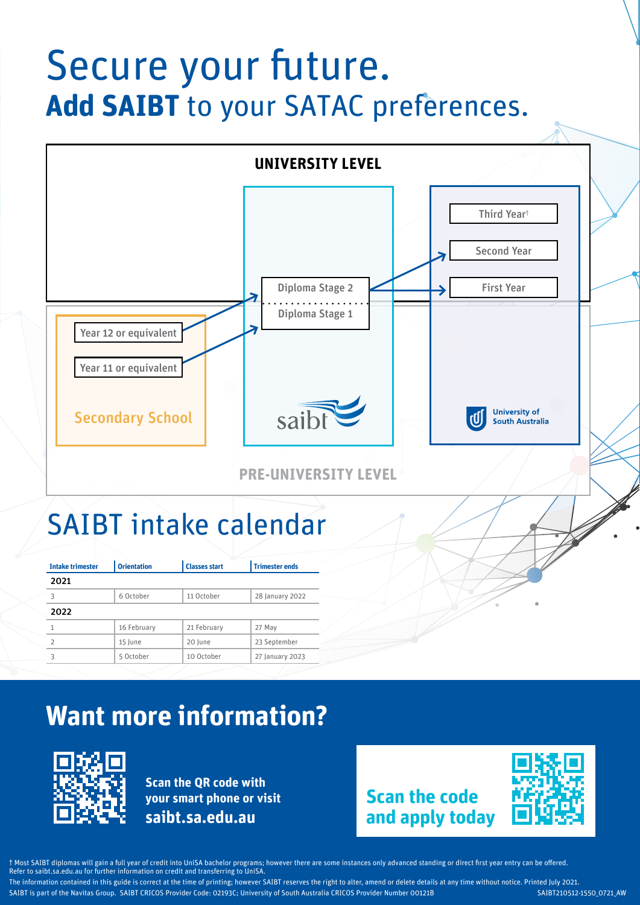# Secure your future.

## **Add SAIBT** to your SATAC preferences.

UNIVERSITY LEVEL

Third Year†

Second Year

First Year

Diploma Stage 2

Diploma Stage 1

Year 12 or equivalent

Year 11 or equivalent

Secondary School

saibt

University of South Australia

PRE-UNIVERSITY LEVEL

# SAIBT intake calendar

| Intake trimester | Orientation | Classes start | Trimester ends |
|---|---|---|---|
| **2021** | | | |
| 3 | 6 October | 11 October | 28 January 2022 |
| **2022** | | | |
| 1 | 16 February | 21 February | 27 May |
| 2 | 15 June | 20 June | 23 September |
| 3 | 5 October | 10 October | 27 January 2023 |

# Want more information?

**Scan the QR code with your smart phone or visit saibt.sa.edu.au**

**Scan the code and apply today**

† Most SAIBT diplomas will gain a full year of credit into UniSA bachelor programs; however there are some instances only advanced standing or direct first year entry can be offered. Refer to saibt.sa.edu.au for further information on credit and transferring to UniSA.

The information contained in this guide is correct at the time of printing; however SAIBT reserves the right to alter, amend or delete details at any time without notice. Printed July 2021.

SAIBT is part of the Navitas Group. SAIBT CRICOS Provider Code: 02193C; University of South Australia CRICOS Provider Number 00121B

SAIBT210512-1550_0721_AW